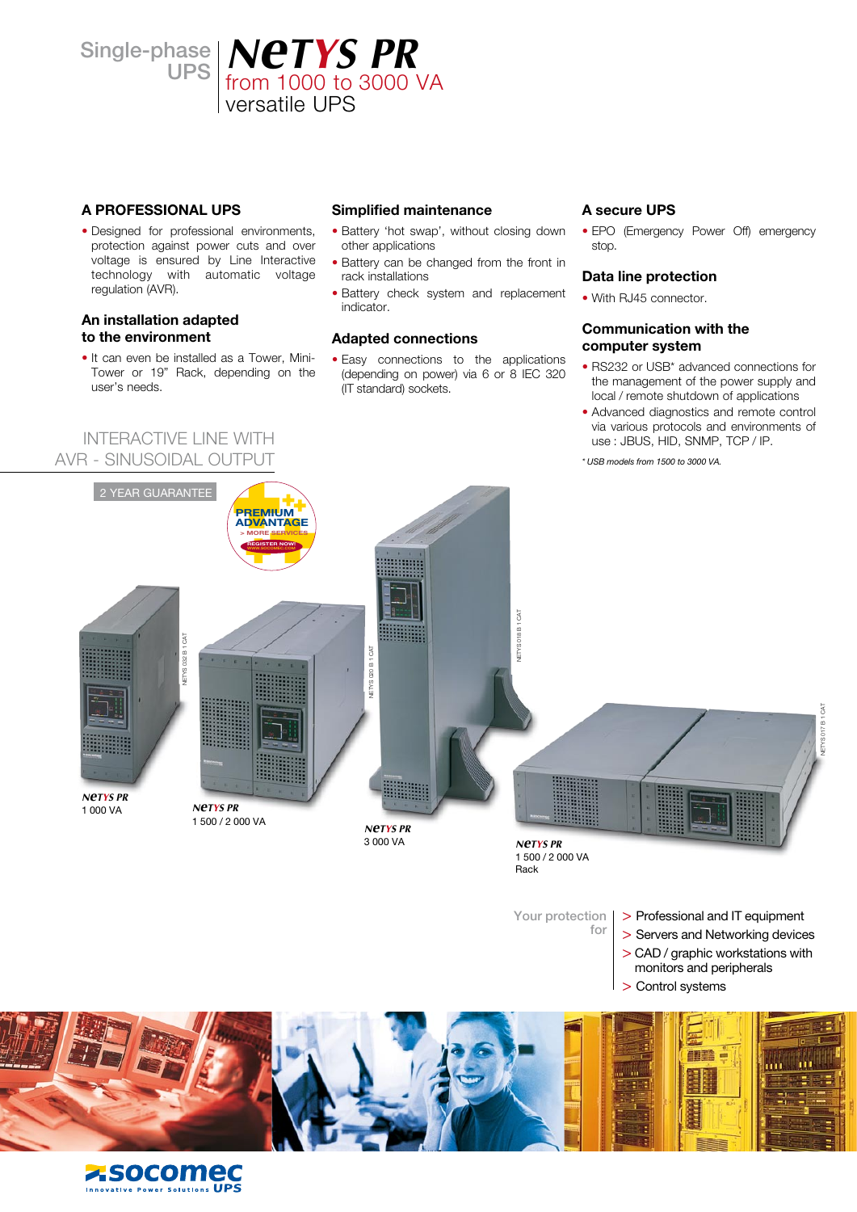Single-phase UPS

# NETYS PR

## from 1000 to 3000 VA
versatile UPS

### A PROFESSIONAL UPS

- Designed for professional environments, protection against power cuts and over voltage is ensured by Line Interactive technology with automatic voltage regulation (AVR).

### An installation adapted to the environment

- It can even be installed as a Tower, Mini-Tower or 19" Rack, depending on the user's needs.

### Simplified maintenance

- Battery 'hot swap', without closing down other applications
- Battery can be changed from the front in rack installations
- Battery check system and replacement indicator.

### Adapted connections

- Easy connections to the applications (depending on power) via 6 or 8 IEC 320 (IT standard) sockets.

### A secure UPS

- EPO (Emergency Power Off) emergency stop.

### Data line protection

- With RJ45 connector.

### Communication with the computer system

- RS232 or USB* advanced connections for the management of the power supply and local / remote shutdown of applications
- Advanced diagnostics and remote control via various protocols and environments of use : JBUS, HID, SNMP, TCP / IP.

*\* USB models from 1500 to 3000 VA.*

INTERACTIVE LINE WITH AVR - SINUSOIDAL OUTPUT

2 YEAR GUARANTEE

PREMIUM ADVANTAGE > MORE SERVICES REGISTER NOW! WWW.SOCOMEC.COM

NETYS PR
1 000 VA

NETYS PR
1 500 / 2 000 VA

NETYS PR
3 000 VA

NETYS PR
1 500 / 2 000 VA
Rack

Your protection for

- > Professional and IT equipment
- > Servers and Networking devices
- > CAD / graphic workstations with monitors and peripherals
- > Control systems

socomec
Innovative Power Solutions UPS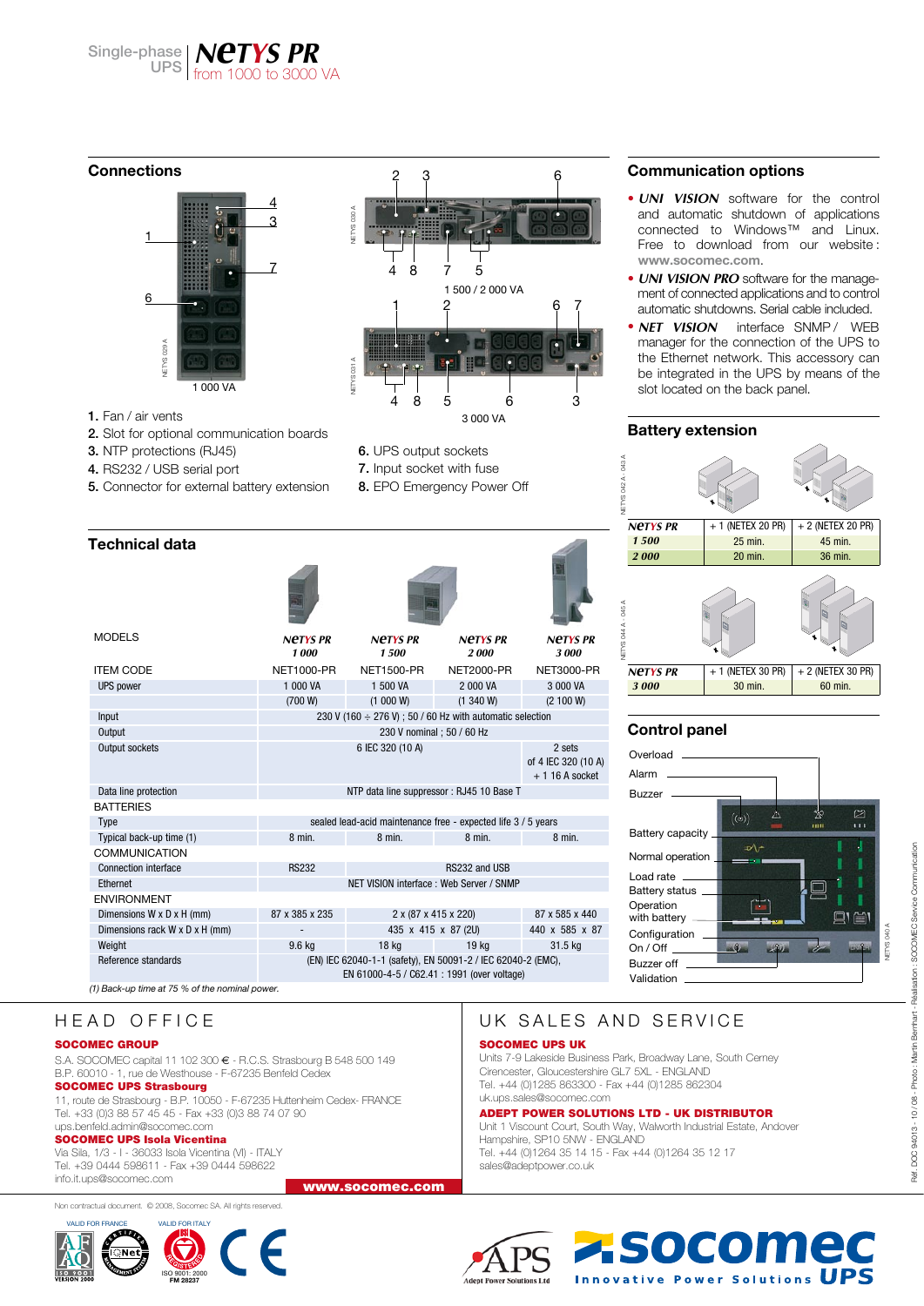Single-phase UPS | **NETYS PR** from 1000 to 3000 VA

## Connections

1 000 VA

1 500 / 2 000 VA

3 000 VA

1. Fan / air vents
2. Slot for optional communication boards
3. NTP protections (RJ45)
4. RS232 / USB serial port
5. Connector for external battery extension
6. UPS output sockets
7. Input socket with fuse
8. EPO Emergency Power Off

## Communication options

- ***UNI VISION*** software for the control and automatic shutdown of applications connected to Windows™ and Linux. Free to download from our website: **www.socomec.com**.
- ***UNI VISION PRO*** software for the management of connected applications and to control automatic shutdowns. Serial cable included.
- ***NET VISION*** interface SNMP / WEB manager for the connection of the UPS to the Ethernet network. This accessory can be integrated in the UPS by means of the slot located on the back panel.

## Battery extension

| NETYS PR | + 1 (NETEX 20 PR) | + 2 (NETEX 20 PR) |
|---|---|---|
| 1 500 | 25 min. | 45 min. |
| 2 000 | 20 min. | 36 min. |

| NETYS PR | + 1 (NETEX 30 PR) | + 2 (NETEX 30 PR) |
|---|---|---|
| 3 000 | 30 min. | 60 min. |

## Technical data

| MODELS | NETYS PR 1 000 | NETYS PR 1 500 | NETYS PR 2 000 | NETYS PR 3 000 |
|---|---|---|---|---|
| ITEM CODE | NET1000-PR | NET1500-PR | NET2000-PR | NET3000-PR |
| UPS power | 1 000 VA (700 W) | 1 500 VA (1 000 W) | 2 000 VA (1 340 W) | 3 000 VA (2 100 W) |
| Input | 230 V (160 ÷ 276 V) ; 50 / 60 Hz with automatic selection | | | |
| Output | 230 V nominal ; 50 / 60 Hz | | | |
| Output sockets | 6 IEC 320 (10 A) | | | 2 sets of 4 IEC 320 (10 A) + 1 16 A socket |
| Data line protection | NTP data line suppressor : RJ45 10 Base T | | | |
| **BATTERIES** | | | | |
| Type | sealed lead-acid maintenance free - expected life 3 / 5 years | | | |
| Typical back-up time (1) | 8 min. | 8 min. | 8 min. | 8 min. |
| **COMMUNICATION** | | | | |
| Connection interface | RS232 | RS232 and USB | | |
| Ethernet | NET VISION interface : Web Server / SNMP | | | |
| **ENVIRONMENT** | | | | |
| Dimensions W x D x H (mm) | 87 x 385 x 235 | 2 x (87 x 415 x 220) | | 87 x 585 x 440 |
| Dimensions rack W x D x H (mm) | - | 435 x 415 x 87 (2U) | | 440 x 585 x 87 |
| Weight | 9.6 kg | 18 kg | 19 kg | 31.5 kg |
| Reference standards | (EN) IEC 62040-1-1 (safety), EN 50091-2 / IEC 62040-2 (EMC), EN 61000-4-5 / C62.41 : 1991 (over voltage) | | | |

(1) Back-up time at 75 % of the nominal power.

## Control panel

Overload
Alarm
Buzzer
Battery capacity
Normal operation
Load rate
Battery status
Operation with battery
Configuration
On / Off
Buzzer off
Validation

## HEAD OFFICE

**SOCOMEC GROUP**
S.A. SOCOMEC capital 11 102 300 € - R.C.S. Strasbourg B 548 500 149
B.P. 60010 - 1, rue de Westhouse - F-67235 Benfeld Cedex

**SOCOMEC UPS Strasbourg**
11, route de Strasbourg - B.P. 10050 - F-67235 Huttenheim Cedex- FRANCE
Tel. +33 (0)3 88 57 45 45 - Fax +33 (0)3 88 74 07 90
ups.benfeld.admin@socomec.com

**SOCOMEC UPS Isola Vicentina**
Via Sila, 1/3 - I - 36033 Isola Vicentina (VI) - ITALY
Tel. +39 0444 598611 - Fax +39 0444 598622
info.it.ups@socomec.com

**www.socomec.com**

## UK SALES AND SERVICE

**SOCOMEC UPS UK**
Units 7-9 Lakeside Business Park, Broadway Lane, South Cerney
Cirencester, Gloucestershire GL7 5XL - ENGLAND
Tel. +44 (0)1285 863300 - Fax +44 (0)1285 862304
uk.ups.sales@socomec.com

**ADEPT POWER SOLUTIONS LTD - UK DISTRIBUTOR**
Unit 1 Viscount Court, South Way, Walworth Industrial Estate, Andover
Hampshire, SP10 5NW - ENGLAND
Tel. +44 (0)1264 35 14 15 - Fax +44 (0)1264 35 12 17
sales@adeptpower.co.uk

Non contractual document. © 2008, Socomec SA. All rights reserved.

VALID FOR FRANCE — VALID FOR ITALY — ISO 9001: 2000 FM 28237

Adept Power Solutions Ltd

socomec Innovative Power Solutions UPS

Réf. DOC 94013 - 10 / 08 - Photo : Martin Bernhart - Réalisation : SOCOMEC Service Communication